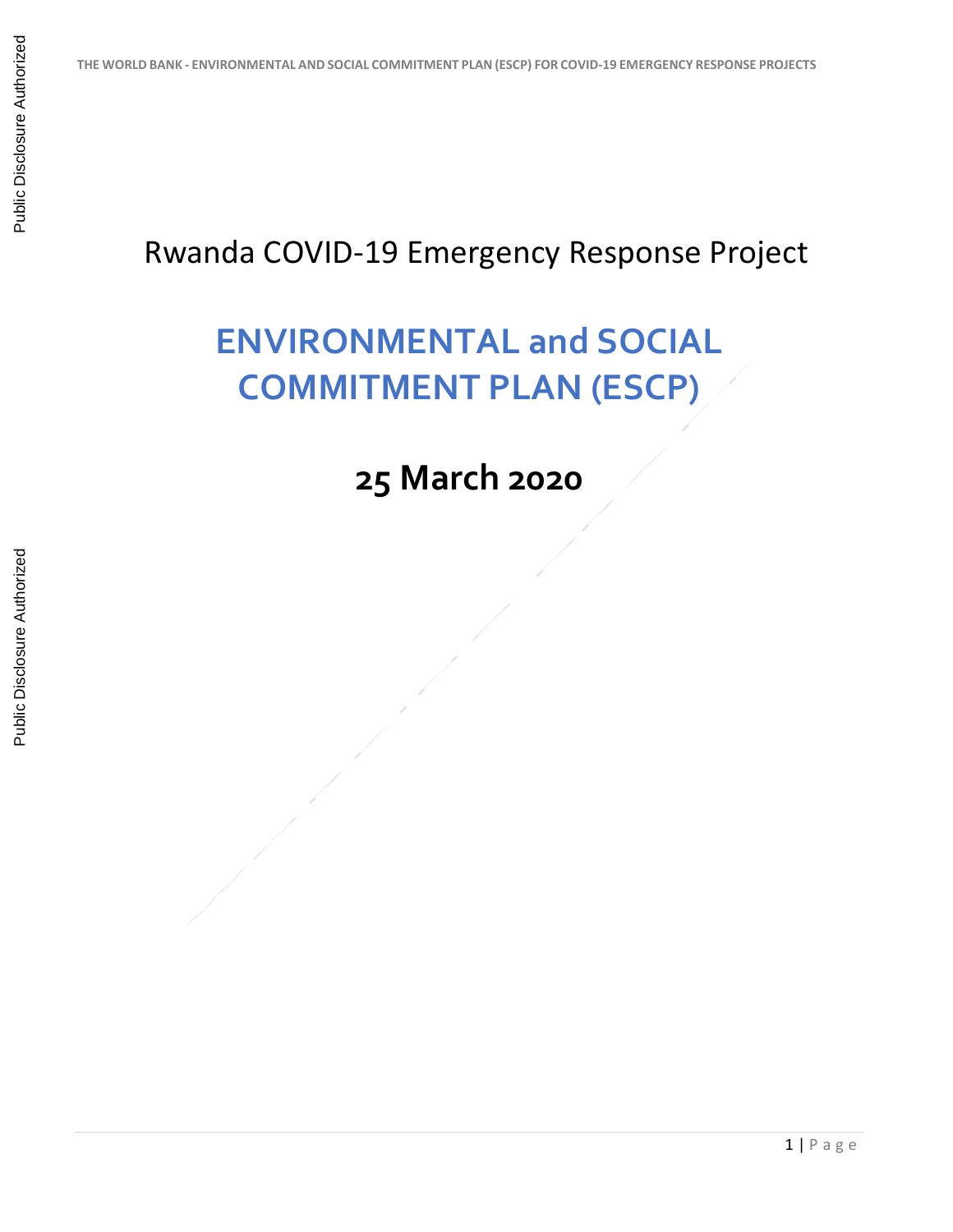# Rwanda COVID-19 Emergency Response Project

## ENVIRONMENTAL and SOCIAL COMMITMENT PLAN (ESCP)

**25 March 2020**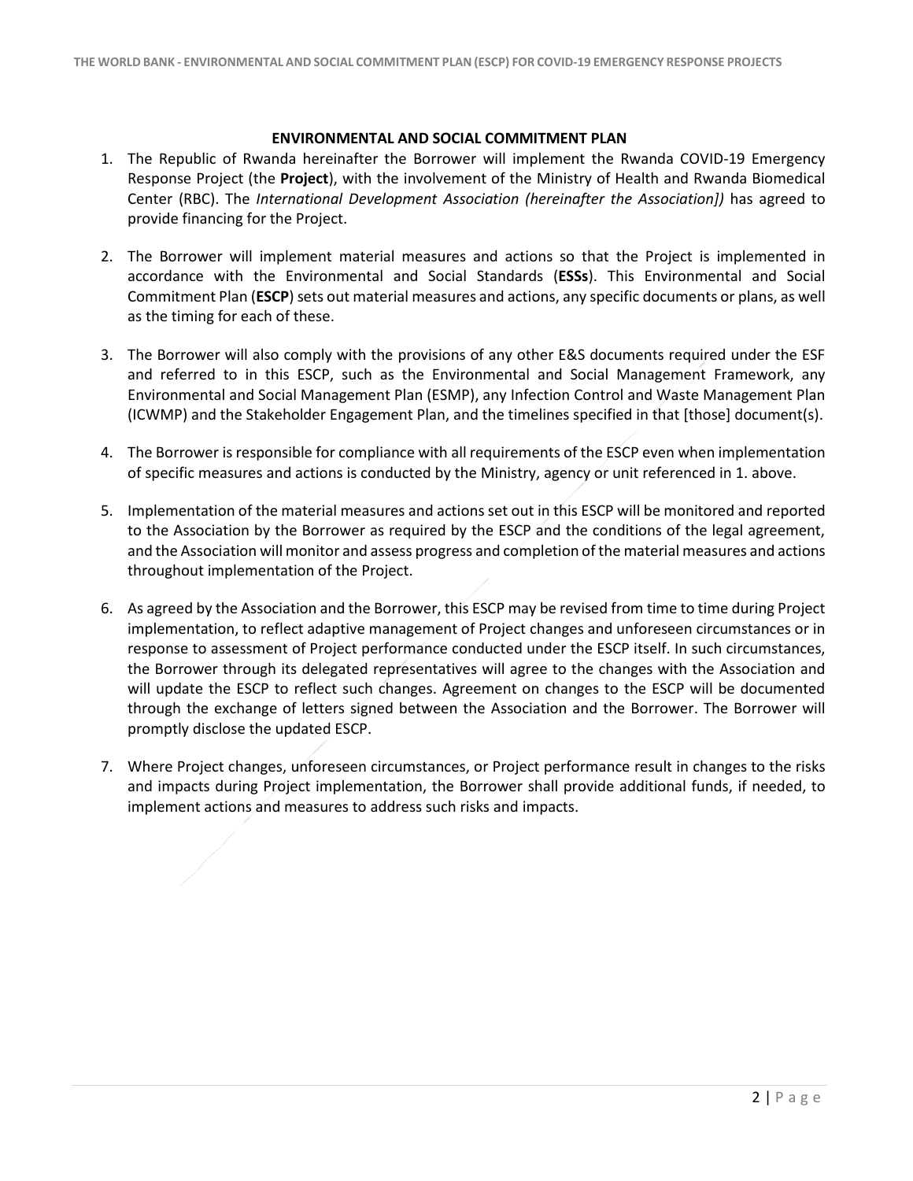**ENVIRONMENTAL AND SOCIAL COMMITMENT PLAN**

1. The Republic of Rwanda hereinafter the Borrower will implement the Rwanda COVID-19 Emergency Response Project (the **Project**), with the involvement of the Ministry of Health and Rwanda Biomedical Center (RBC). The *International Development Association (hereinafter the Association])* has agreed to provide financing for the Project.

2. The Borrower will implement material measures and actions so that the Project is implemented in accordance with the Environmental and Social Standards (**ESSs**). This Environmental and Social Commitment Plan (**ESCP**) sets out material measures and actions, any specific documents or plans, as well as the timing for each of these.

3. The Borrower will also comply with the provisions of any other E&S documents required under the ESF and referred to in this ESCP, such as the Environmental and Social Management Framework, any Environmental and Social Management Plan (ESMP), any Infection Control and Waste Management Plan (ICWMP) and the Stakeholder Engagement Plan, and the timelines specified in that [those] document(s).

4. The Borrower is responsible for compliance with all requirements of the ESCP even when implementation of specific measures and actions is conducted by the Ministry, agency or unit referenced in 1. above.

5. Implementation of the material measures and actions set out in this ESCP will be monitored and reported to the Association by the Borrower as required by the ESCP and the conditions of the legal agreement, and the Association will monitor and assess progress and completion of the material measures and actions throughout implementation of the Project.

6. As agreed by the Association and the Borrower, this ESCP may be revised from time to time during Project implementation, to reflect adaptive management of Project changes and unforeseen circumstances or in response to assessment of Project performance conducted under the ESCP itself. In such circumstances, the Borrower through its delegated representatives will agree to the changes with the Association and will update the ESCP to reflect such changes. Agreement on changes to the ESCP will be documented through the exchange of letters signed between the Association and the Borrower. The Borrower will promptly disclose the updated ESCP.

7. Where Project changes, unforeseen circumstances, or Project performance result in changes to the risks and impacts during Project implementation, the Borrower shall provide additional funds, if needed, to implement actions and measures to address such risks and impacts.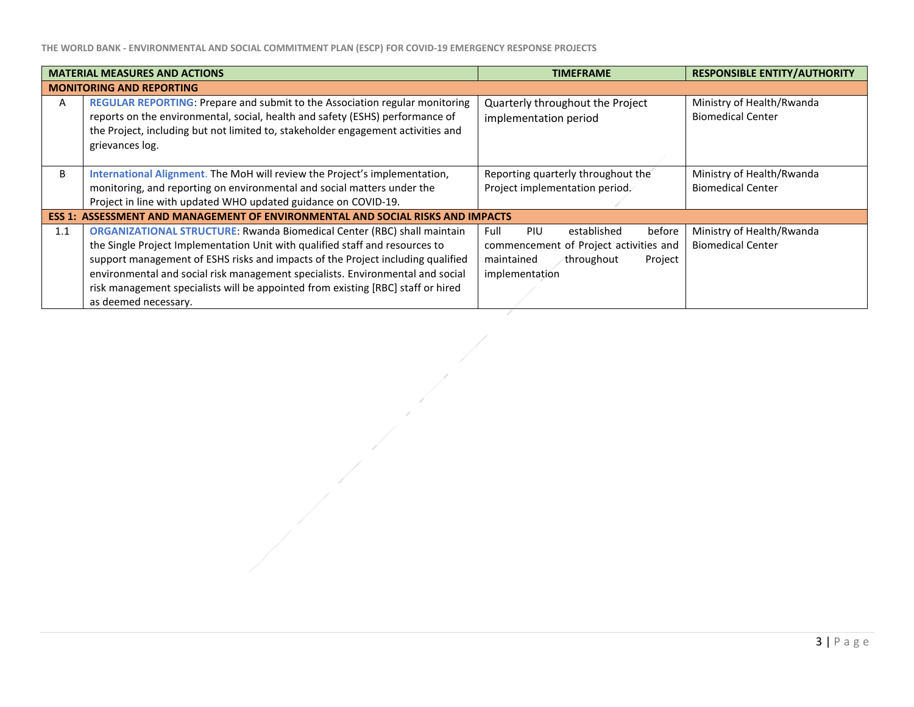| | MATERIAL MEASURES AND ACTIONS | TIMEFRAME | RESPONSIBLE ENTITY/AUTHORITY |
|---|---|---|---|
| **MONITORING AND REPORTING** | | | |
| A | **REGULAR REPORTING**: Prepare and submit to the Association regular monitoring reports on the environmental, social, health and safety (ESHS) performance of the Project, including but not limited to, stakeholder engagement activities and grievances log. | Quarterly throughout the Project implementation period | Ministry of Health/Rwanda Biomedical Center |
| B | **International Alignment**. The MoH will review the Project's implementation, monitoring, and reporting on environmental and social matters under the Project in line with updated WHO updated guidance on COVID-19. | Reporting quarterly throughout the Project implementation period. | Ministry of Health/Rwanda Biomedical Center |
| **ESS 1: ASSESSMENT AND MANAGEMENT OF ENVIRONMENTAL AND SOCIAL RISKS AND IMPACTS** | | | |
| 1.1 | **ORGANIZATIONAL STRUCTURE**: Rwanda Biomedical Center (RBC) shall maintain the Single Project Implementation Unit with qualified staff and resources to support management of ESHS risks and impacts of the Project including qualified environmental and social risk management specialists. Environmental and social risk management specialists will be appointed from existing [RBC] staff or hired as deemed necessary. | Full PIU established before commencement of Project activities and maintained throughout Project implementation | Ministry of Health/Rwanda Biomedical Center |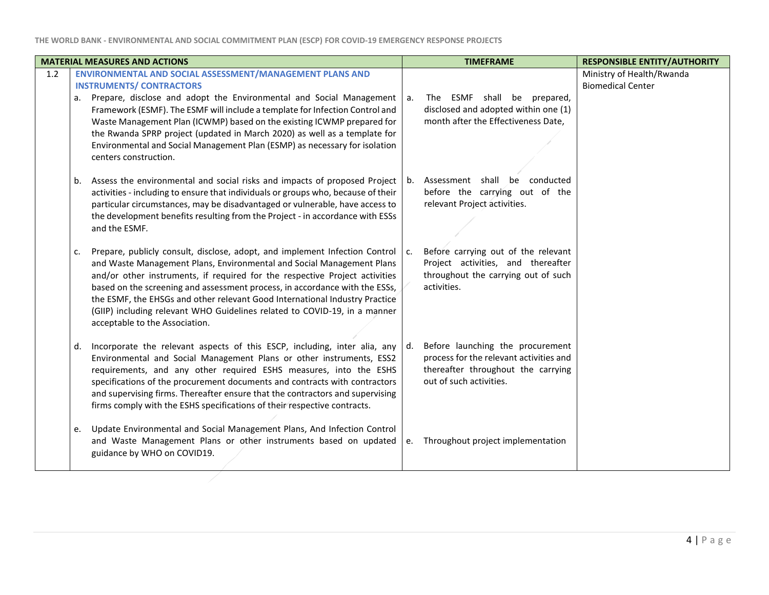| MATERIAL MEASURES AND ACTIONS | | TIMEFRAME | RESPONSIBLE ENTITY/AUTHORITY |
|---|---|---|---|
| 1.2 | **ENVIRONMENTAL AND SOCIAL ASSESSMENT/MANAGEMENT PLANS AND INSTRUMENTS/ CONTRACTORS**<br><br>a. Prepare, disclose and adopt the Environmental and Social Management Framework (ESMF). The ESMF will include a template for Infection Control and Waste Management Plan (ICWMP) based on the existing ICWMP prepared for the Rwanda SPRP project (updated in March 2020) as well as a template for Environmental and Social Management Plan (ESMP) as necessary for isolation centers construction.<br><br>b. Assess the environmental and social risks and impacts of proposed Project activities - including to ensure that individuals or groups who, because of their particular circumstances, may be disadvantaged or vulnerable, have access to the development benefits resulting from the Project - in accordance with ESSs and the ESMF.<br><br>c. Prepare, publicly consult, disclose, adopt, and implement Infection Control and Waste Management Plans, Environmental and Social Management Plans and/or other instruments, if required for the respective Project activities based on the screening and assessment process, in accordance with the ESSs, the ESMF, the EHSGs and other relevant Good International Industry Practice (GIIP) including relevant WHO Guidelines related to COVID-19, in a manner acceptable to the Association.<br><br>d. Incorporate the relevant aspects of this ESCP, including, inter alia, any Environmental and Social Management Plans or other instruments, ESS2 requirements, and any other required ESHS measures, into the ESHS specifications of the procurement documents and contracts with contractors and supervising firms. Thereafter ensure that the contractors and supervising firms comply with the ESHS specifications of their respective contracts.<br><br>e. Update Environmental and Social Management Plans, And Infection Control and Waste Management Plans or other instruments based on updated guidance by WHO on COVID19. | a. The ESMF shall be prepared, disclosed and adopted within one (1) month after the Effectiveness Date,<br><br>b. Assessment shall be conducted before the carrying out of the relevant Project activities.<br><br>c. Before carrying out of the relevant Project activities, and thereafter throughout the carrying out of such activities.<br><br>d. Before launching the procurement process for the relevant activities and thereafter throughout the carrying out of such activities.<br><br>e. Throughout project implementation | Ministry of Health/Rwanda Biomedical Center |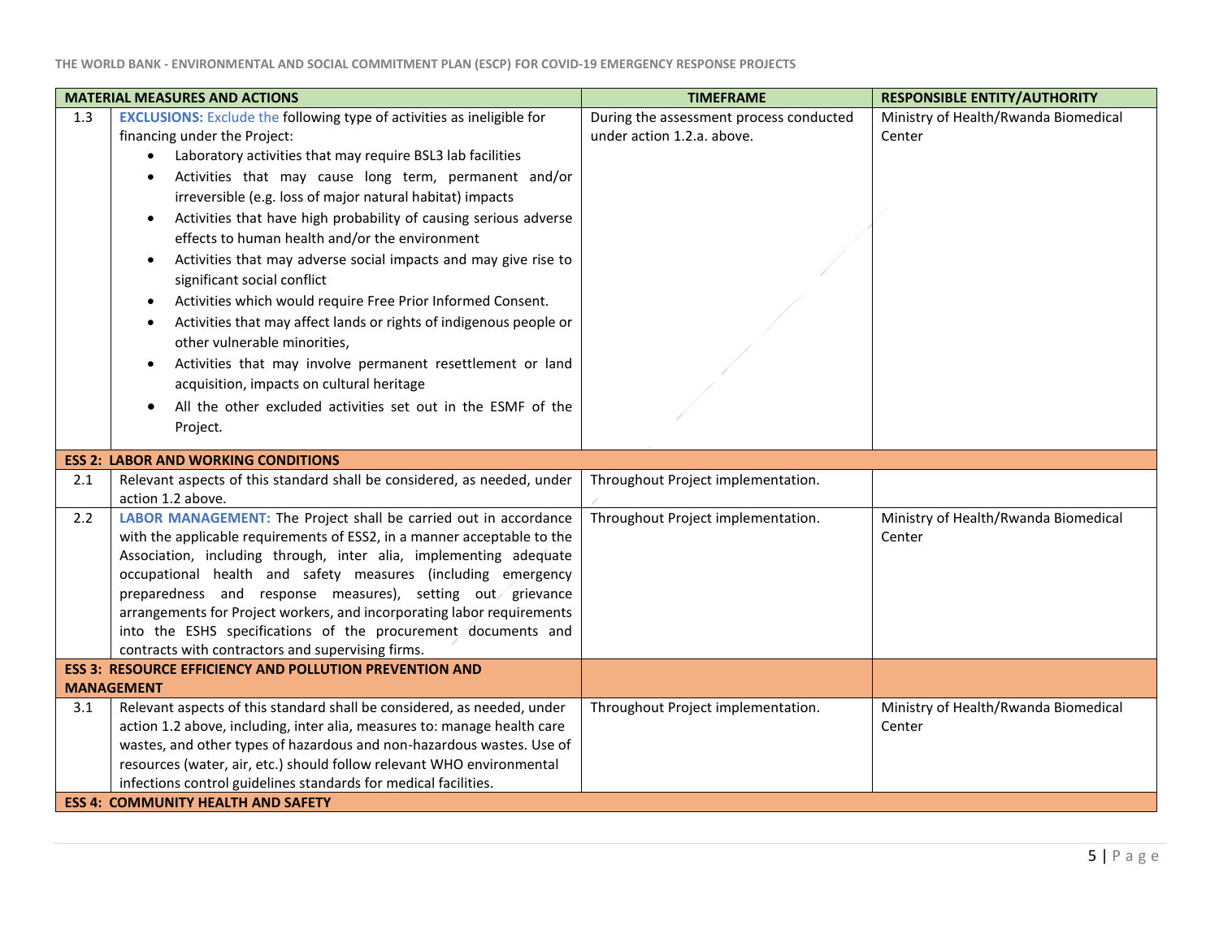| MATERIAL MEASURES AND ACTIONS | | TIMEFRAME | RESPONSIBLE ENTITY/AUTHORITY |
|---|---|---|---|
| 1.3 | **EXCLUSIONS:** Exclude the following type of activities as ineligible for financing under the Project:<br>• Laboratory activities that may require BSL3 lab facilities<br>• Activities that may cause long term, permanent and/or irreversible (e.g. loss of major natural habitat) impacts<br>• Activities that have high probability of causing serious adverse effects to human health and/or the environment<br>• Activities that may adverse social impacts and may give rise to significant social conflict<br>• Activities which would require Free Prior Informed Consent.<br>• Activities that may affect lands or rights of indigenous people or other vulnerable minorities,<br>• Activities that may involve permanent resettlement or land acquisition, impacts on cultural heritage<br>• All the other excluded activities set out in the ESMF of the Project. | During the assessment process conducted under action 1.2.a. above. | Ministry of Health/Rwanda Biomedical Center |
| **ESS 2: LABOR AND WORKING CONDITIONS** | | | |
| 2.1 | Relevant aspects of this standard shall be considered, as needed, under action 1.2 above. | Throughout Project implementation. | |
| 2.2 | **LABOR MANAGEMENT:** The Project shall be carried out in accordance with the applicable requirements of ESS2, in a manner acceptable to the Association, including through, inter alia, implementing adequate occupational health and safety measures (including emergency preparedness and response measures), setting out grievance arrangements for Project workers, and incorporating labor requirements into the ESHS specifications of the procurement documents and contracts with contractors and supervising firms. | Throughout Project implementation. | Ministry of Health/Rwanda Biomedical Center |
| **ESS 3: RESOURCE EFFICIENCY AND POLLUTION PREVENTION AND MANAGEMENT** | | | |
| 3.1 | Relevant aspects of this standard shall be considered, as needed, under action 1.2 above, including, inter alia, measures to: manage health care wastes, and other types of hazardous and non-hazardous wastes. Use of resources (water, air, etc.) should follow relevant WHO environmental infections control guidelines standards for medical facilities. | Throughout Project implementation. | Ministry of Health/Rwanda Biomedical Center |
| **ESS 4: COMMUNITY HEALTH AND SAFETY** | | | |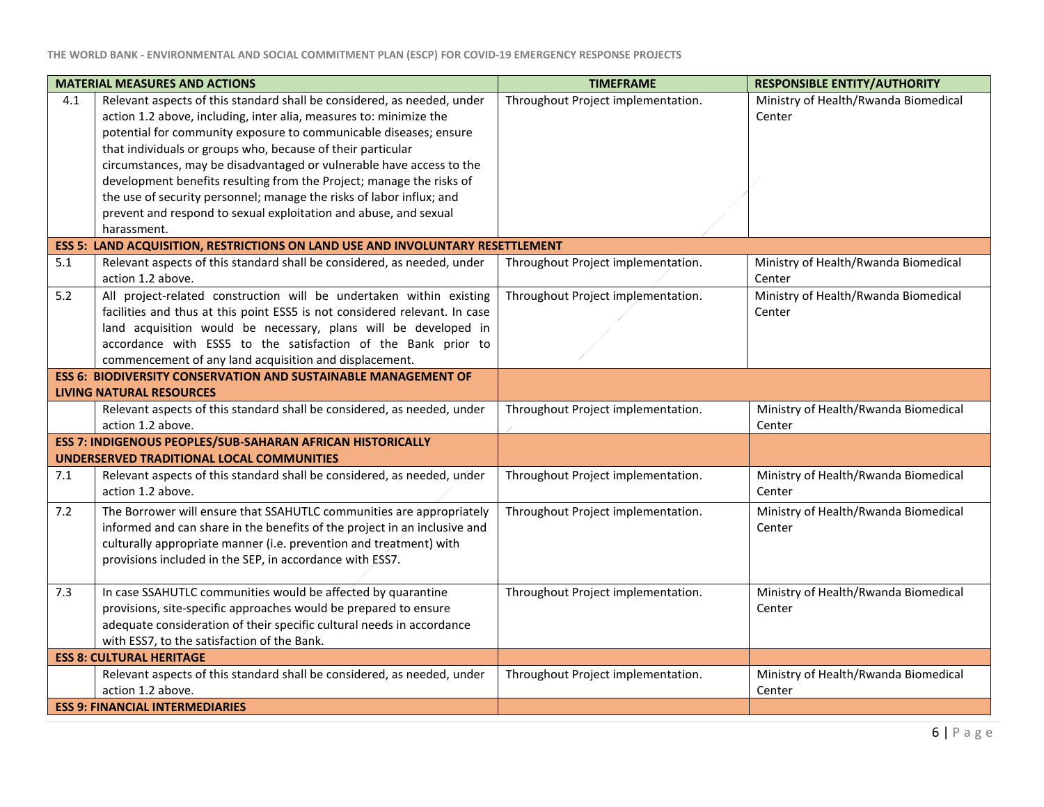| | MATERIAL MEASURES AND ACTIONS | TIMEFRAME | RESPONSIBLE ENTITY/AUTHORITY |
|---|---|---|---|
| 4.1 | Relevant aspects of this standard shall be considered, as needed, under action 1.2 above, including, inter alia, measures to: minimize the potential for community exposure to communicable diseases; ensure that individuals or groups who, because of their particular circumstances, may be disadvantaged or vulnerable have access to the development benefits resulting from the Project; manage the risks of the use of security personnel; manage the risks of labor influx; and prevent and respond to sexual exploitation and abuse, and sexual harassment. | Throughout Project implementation. | Ministry of Health/Rwanda Biomedical Center |
| **ESS 5: LAND ACQUISITION, RESTRICTIONS ON LAND USE AND INVOLUNTARY RESETTLEMENT** | | | |
| 5.1 | Relevant aspects of this standard shall be considered, as needed, under action 1.2 above. | Throughout Project implementation. | Ministry of Health/Rwanda Biomedical Center |
| 5.2 | All project-related construction will be undertaken within existing facilities and thus at this point ESS5 is not considered relevant. In case land acquisition would be necessary, plans will be developed in accordance with ESS5 to the satisfaction of the Bank prior to commencement of any land acquisition and displacement. | Throughout Project implementation. | Ministry of Health/Rwanda Biomedical Center |
| **ESS 6: BIODIVERSITY CONSERVATION AND SUSTAINABLE MANAGEMENT OF LIVING NATURAL RESOURCES** | | | |
| | Relevant aspects of this standard shall be considered, as needed, under action 1.2 above. | Throughout Project implementation. | Ministry of Health/Rwanda Biomedical Center |
| **ESS 7: INDIGENOUS PEOPLES/SUB-SAHARAN AFRICAN HISTORICALLY UNDERSERVED TRADITIONAL LOCAL COMMUNITIES** | | | |
| 7.1 | Relevant aspects of this standard shall be considered, as needed, under action 1.2 above. | Throughout Project implementation. | Ministry of Health/Rwanda Biomedical Center |
| 7.2 | The Borrower will ensure that SSAHUTLC communities are appropriately informed and can share in the benefits of the project in an inclusive and culturally appropriate manner (i.e. prevention and treatment) with provisions included in the SEP, in accordance with ESS7. | Throughout Project implementation. | Ministry of Health/Rwanda Biomedical Center |
| 7.3 | In case SSAHUTLC communities would be affected by quarantine provisions, site-specific approaches would be prepared to ensure adequate consideration of their specific cultural needs in accordance with ESS7, to the satisfaction of the Bank. | Throughout Project implementation. | Ministry of Health/Rwanda Biomedical Center |
| **ESS 8: CULTURAL HERITAGE** | | | |
| | Relevant aspects of this standard shall be considered, as needed, under action 1.2 above. | Throughout Project implementation. | Ministry of Health/Rwanda Biomedical Center |
| **ESS 9: FINANCIAL INTERMEDIARIES** | | | |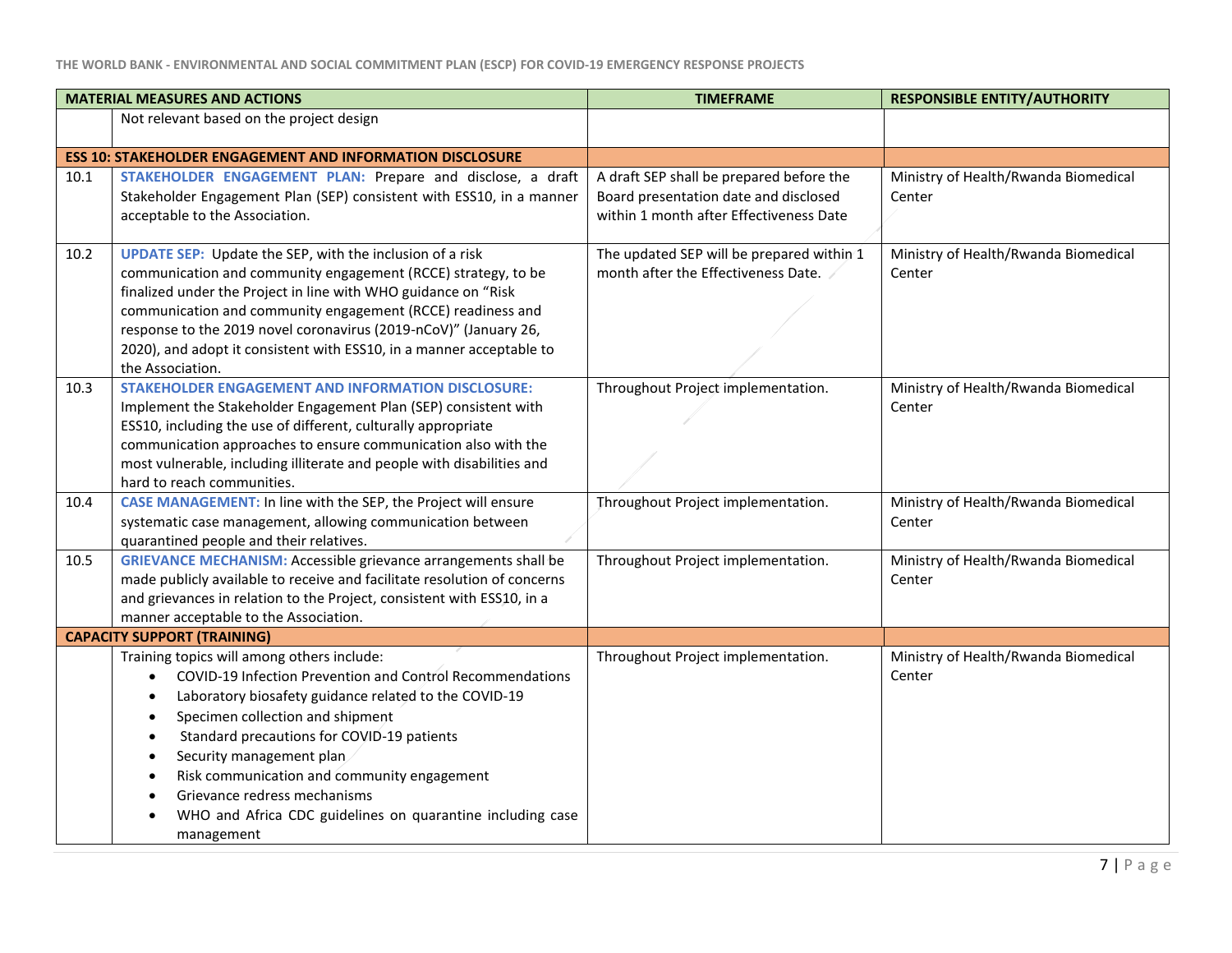| MATERIAL MEASURES AND ACTIONS | | TIMEFRAME | RESPONSIBLE ENTITY/AUTHORITY |
|---|---|---|---|
| | Not relevant based on the project design | | |
| **ESS 10: STAKEHOLDER ENGAGEMENT AND INFORMATION DISCLOSURE** | | | |
| 10.1 | **STAKEHOLDER ENGAGEMENT PLAN:** Prepare and disclose, a draft Stakeholder Engagement Plan (SEP) consistent with ESS10, in a manner acceptable to the Association. | A draft SEP shall be prepared before the Board presentation date and disclosed within 1 month after Effectiveness Date | Ministry of Health/Rwanda Biomedical Center |
| 10.2 | **UPDATE SEP:** Update the SEP, with the inclusion of a risk communication and community engagement (RCCE) strategy, to be finalized under the Project in line with WHO guidance on "Risk communication and community engagement (RCCE) readiness and response to the 2019 novel coronavirus (2019-nCoV)" (January 26, 2020), and adopt it consistent with ESS10, in a manner acceptable to the Association. | The updated SEP will be prepared within 1 month after the Effectiveness Date. | Ministry of Health/Rwanda Biomedical Center |
| 10.3 | **STAKEHOLDER ENGAGEMENT AND INFORMATION DISCLOSURE:** Implement the Stakeholder Engagement Plan (SEP) consistent with ESS10, including the use of different, culturally appropriate communication approaches to ensure communication also with the most vulnerable, including illiterate and people with disabilities and hard to reach communities. | Throughout Project implementation. | Ministry of Health/Rwanda Biomedical Center |
| 10.4 | **CASE MANAGEMENT:** In line with the SEP, the Project will ensure systematic case management, allowing communication between quarantined people and their relatives. | Throughout Project implementation. | Ministry of Health/Rwanda Biomedical Center |
| 10.5 | **GRIEVANCE MECHANISM:** Accessible grievance arrangements shall be made publicly available to receive and facilitate resolution of concerns and grievances in relation to the Project, consistent with ESS10, in a manner acceptable to the Association. | Throughout Project implementation. | Ministry of Health/Rwanda Biomedical Center |
| **CAPACITY SUPPORT (TRAINING)** | | | |
| | Training topics will among others include:<br>• COVID-19 Infection Prevention and Control Recommendations<br>• Laboratory biosafety guidance related to the COVID-19<br>• Specimen collection and shipment<br>• Standard precautions for COVID-19 patients<br>• Security management plan<br>• Risk communication and community engagement<br>• Grievance redress mechanisms<br>• WHO and Africa CDC guidelines on quarantine including case management | Throughout Project implementation. | Ministry of Health/Rwanda Biomedical Center |